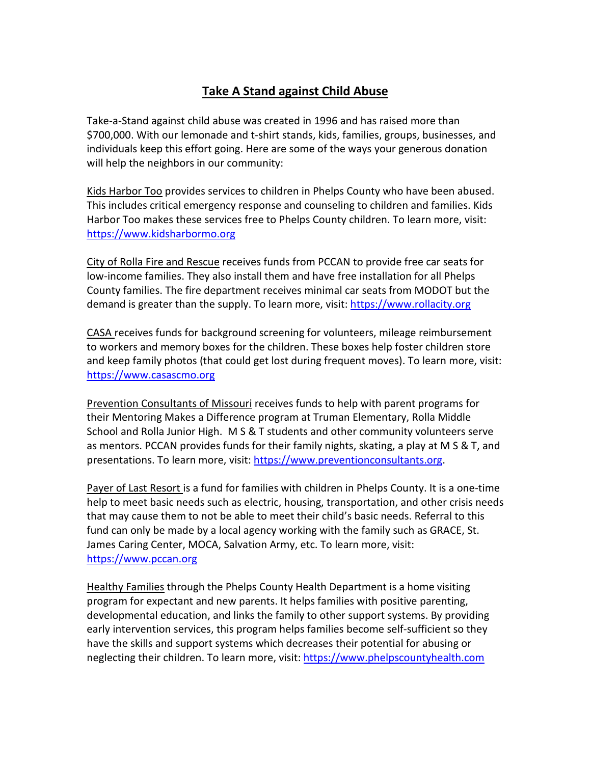# Take A Stand against Child Abuse

Take-a-Stand against child abuse was created in 1996 and has raised more than $700,000. With our lemonade and t-shirt stands, kids, families, groups, businesses, and individuals keep this effort going. Here are some of the ways your generous donation will help the neighbors in our community:

Kids Harbor Too provides services to children in Phelps County who have been abused. This includes critical emergency response and counseling to children and families. Kids Harbor Too makes these services free to Phelps County children. To learn more, visit: https://www.kidsharbormo.org

City of Rolla Fire and Rescue receives funds from PCCAN to provide free car seats for low-income families. They also install them and have free installation for all Phelps County families. The fire department receives minimal car seats from MODOT but the demand is greater than the supply. To learn more, visit: https://www.rollacity.org

CASA receives funds for background screening for volunteers, mileage reimbursement to workers and memory boxes for the children. These boxes help foster children store and keep family photos (that could get lost during frequent moves). To learn more, visit: https://www.casascmo.org

Prevention Consultants of Missouri receives funds to help with parent programs for their Mentoring Makes a Difference program at Truman Elementary, Rolla Middle School and Rolla Junior High. M S & T students and other community volunteers serve as mentors. PCCAN provides funds for their family nights, skating, a play at M S & T, and presentations. To learn more, visit: https://www.preventionconsultants.org.

Payer of Last Resort is a fund for families with children in Phelps County. It is a one-time help to meet basic needs such as electric, housing, transportation, and other crisis needs that may cause them to not be able to meet their child's basic needs. Referral to this fund can only be made by a local agency working with the family such as GRACE, St. James Caring Center, MOCA, Salvation Army, etc. To learn more, visit: https://www.pccan.org

Healthy Families through the Phelps County Health Department is a home visiting program for expectant and new parents. It helps families with positive parenting, developmental education, and links the family to other support systems. By providing early intervention services, this program helps families become self-sufficient so they have the skills and support systems which decreases their potential for abusing or neglecting their children. To learn more, visit: https://www.phelpscountyhealth.com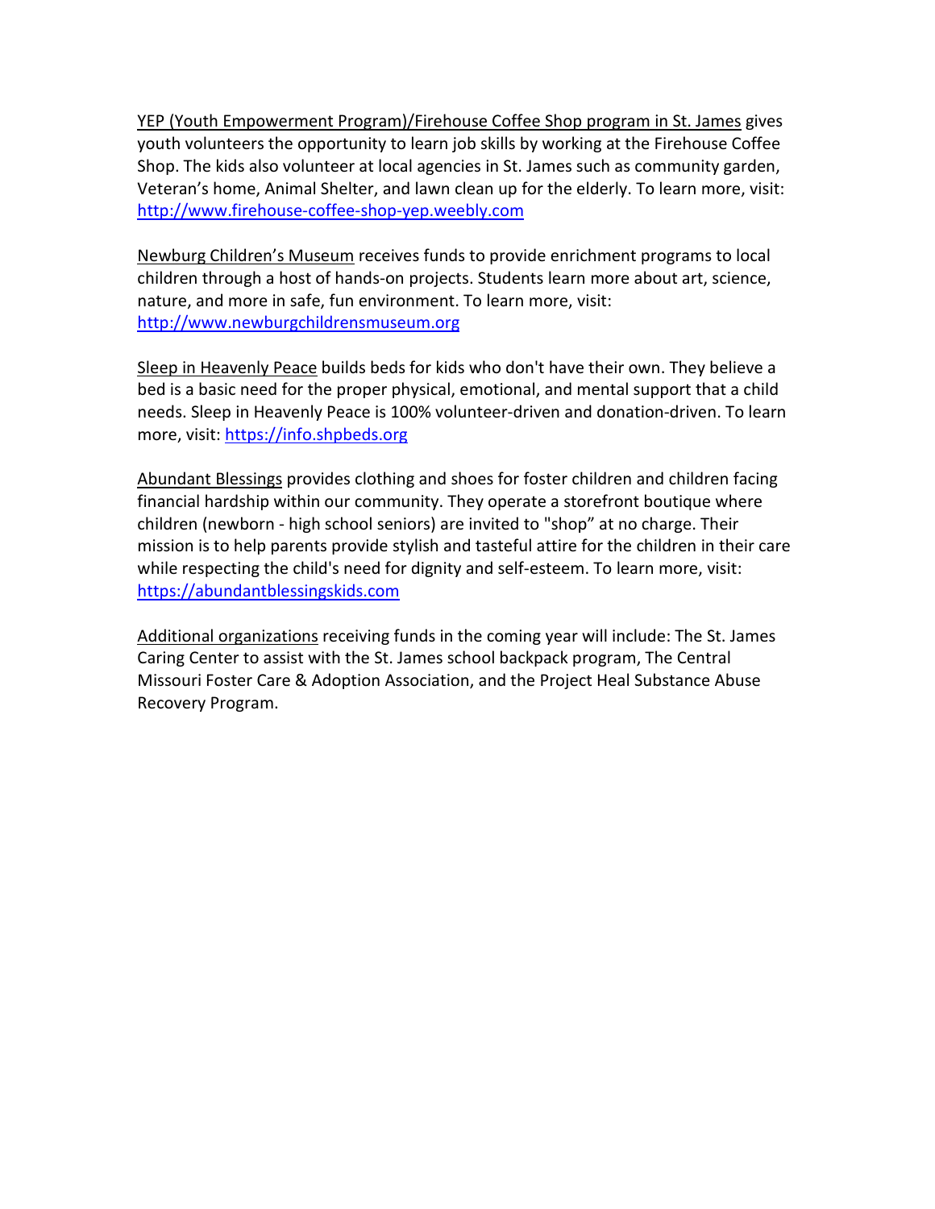YEP (Youth Empowerment Program)/Firehouse Coffee Shop program in St. James gives youth volunteers the opportunity to learn job skills by working at the Firehouse Coffee Shop. The kids also volunteer at local agencies in St. James such as community garden, Veteran's home, Animal Shelter, and lawn clean up for the elderly. To learn more, visit: http://www.firehouse-coffee-shop-yep.weebly.com

Newburg Children's Museum receives funds to provide enrichment programs to local children through a host of hands-on projects. Students learn more about art, science, nature, and more in safe, fun environment. To learn more, visit: http://www.newburgchildrensmuseum.org

Sleep in Heavenly Peace builds beds for kids who don't have their own. They believe a bed is a basic need for the proper physical, emotional, and mental support that a child needs. Sleep in Heavenly Peace is 100% volunteer-driven and donation-driven. To learn more, visit: https://info.shpbeds.org

Abundant Blessings provides clothing and shoes for foster children and children facing financial hardship within our community. They operate a storefront boutique where children (newborn - high school seniors) are invited to "shop" at no charge. Their mission is to help parents provide stylish and tasteful attire for the children in their care while respecting the child's need for dignity and self-esteem. To learn more, visit: https://abundantblessingskids.com

Additional organizations receiving funds in the coming year will include: The St. James Caring Center to assist with the St. James school backpack program, The Central Missouri Foster Care & Adoption Association, and the Project Heal Substance Abuse Recovery Program.